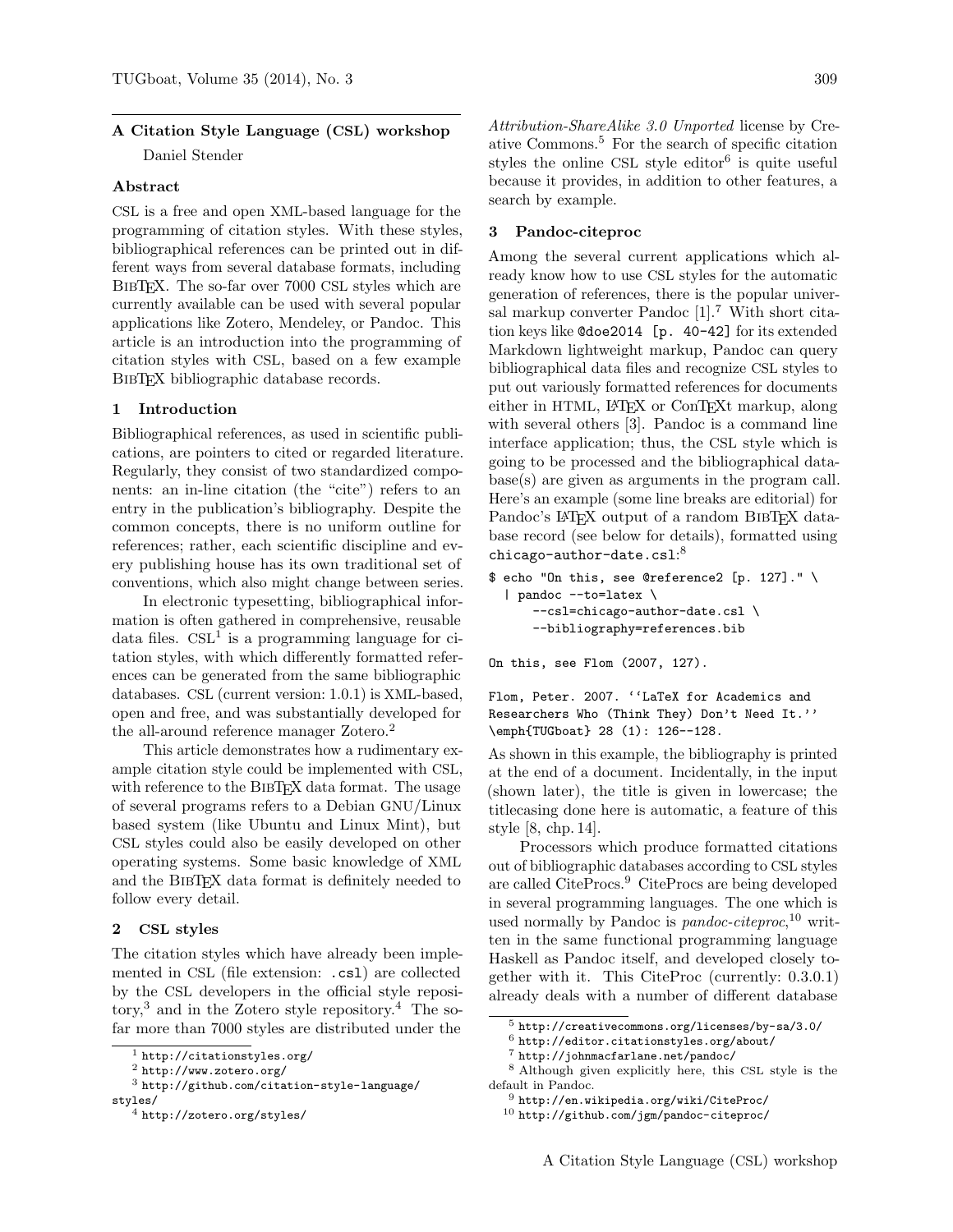# A Citation Style Language (CSL) workshop

Daniel Stender

## Abstract

CSL is a free and open XML-based language for the programming of citation styles. With these styles, bibliographical references can be printed out in different ways from several database formats, including BibTeX. The so-far over 7000 CSL styles which are currently available can be used with several popular applications like Zotero, Mendeley, or Pandoc. This article is an introduction into the programming of citation styles with CSL, based on a few example BibTeX bibliographic database records.

## 1 Introduction

Bibliographical references, as used in scientific publications, are pointers to cited or regarded literature. Regularly, they consist of two standardized components: an in-line citation (the "cite") refers to an entry in the publication's bibliography. Despite the common concepts, there is no uniform outline for references; rather, each scientific discipline and every publishing house has its own traditional set of conventions, which also might change between series.

In electronic typesetting, bibliographical information is often gathered in comprehensive, reusable data files. CSL[1] is a programming language for citation styles, with which differently formatted references can be generated from the same bibliographic databases. CSL (current version: 1.0.1) is XML-based, open and free, and was substantially developed for the all-around reference manager Zotero.[2]

This article demonstrates how a rudimentary example citation style could be implemented with CSL, with reference to the BibTeX data format. The usage of several programs refers to a Debian GNU/Linux based system (like Ubuntu and Linux Mint), but CSL styles could also be easily developed on other operating systems. Some basic knowledge of XML and the BibTeX data format is definitely needed to follow every detail.

## 2 CSL styles

The citation styles which have already been implemented in CSL (file extension: `.csl`) are collected by the CSL developers in the official style repository,[3] and in the Zotero style repository.[4] The so-far more than 7000 styles are distributed under the *Attribution-ShareAlike 3.0 Unported* license by Creative Commons.[5] For the search of specific citation styles the online CSL style editor[6] is quite useful because it provides, in addition to other features, a search by example.

## 3 Pandoc-citeproc

Among the several current applications which already know how to use CSL styles for the automatic generation of references, there is the popular universal markup converter Pandoc [1].[7] With short citation keys like `@doe2014 [p. 40-42]` for its extended Markdown lightweight markup, Pandoc can query bibliographical data files and recognize CSL styles to put out variously formatted references for documents either in HTML, LaTeX or ConTeXt markup, along with several others [3]. Pandoc is a command line interface application; thus, the CSL style which is going to be processed and the bibliographical database(s) are given as arguments in the program call. Here's an example (some line breaks are editorial) for Pandoc's LaTeX output of a random BibTeX database record (see below for details), formatted using `chicago-author-date.csl`:[8]

```
$ echo "On this, see @reference2 [p. 127]." \
  | pandoc --to=latex \
      --csl=chicago-author-date.csl \
      --bibliography=references.bib

On this, see Flom (2007, 127).

Flom, Peter. 2007. ``LaTeX for Academics and
Researchers Who (Think They) Don't Need It.''
\emph{TUGboat} 28 (1): 126--128.
```

As shown in this example, the bibliography is printed at the end of a document. Incidentally, in the input (shown later), the title is given in lowercase; the titlecasing done here is automatic, a feature of this style [8, chp. 14].

Processors which produce formatted citations out of bibliographic databases according to CSL styles are called CiteProcs.[9] CiteProcs are being developed in several programming languages. The one which is used normally by Pandoc is *pandoc-citeproc*,[10] written in the same functional programming language Haskell as Pandoc itself, and developed closely together with it. This CiteProc (currently: 0.3.0.1) already deals with a number of different database

---

[1] `http://citationstyles.org/`

[2] `http://www.zotero.org/`

[3] `http://github.com/citation-style-language/styles/`

[4] `http://zotero.org/styles/`

[5] `http://creativecommons.org/licenses/by-sa/3.0/`

[6] `http://editor.citationstyles.org/about/`

[7] `http://johnmacfarlane.net/pandoc/`

[8] Although given explicitly here, this CSL style is the default in Pandoc.

[9] `http://en.wikipedia.org/wiki/CiteProc/`

[10] `http://github.com/jgm/pandoc-citeproc/`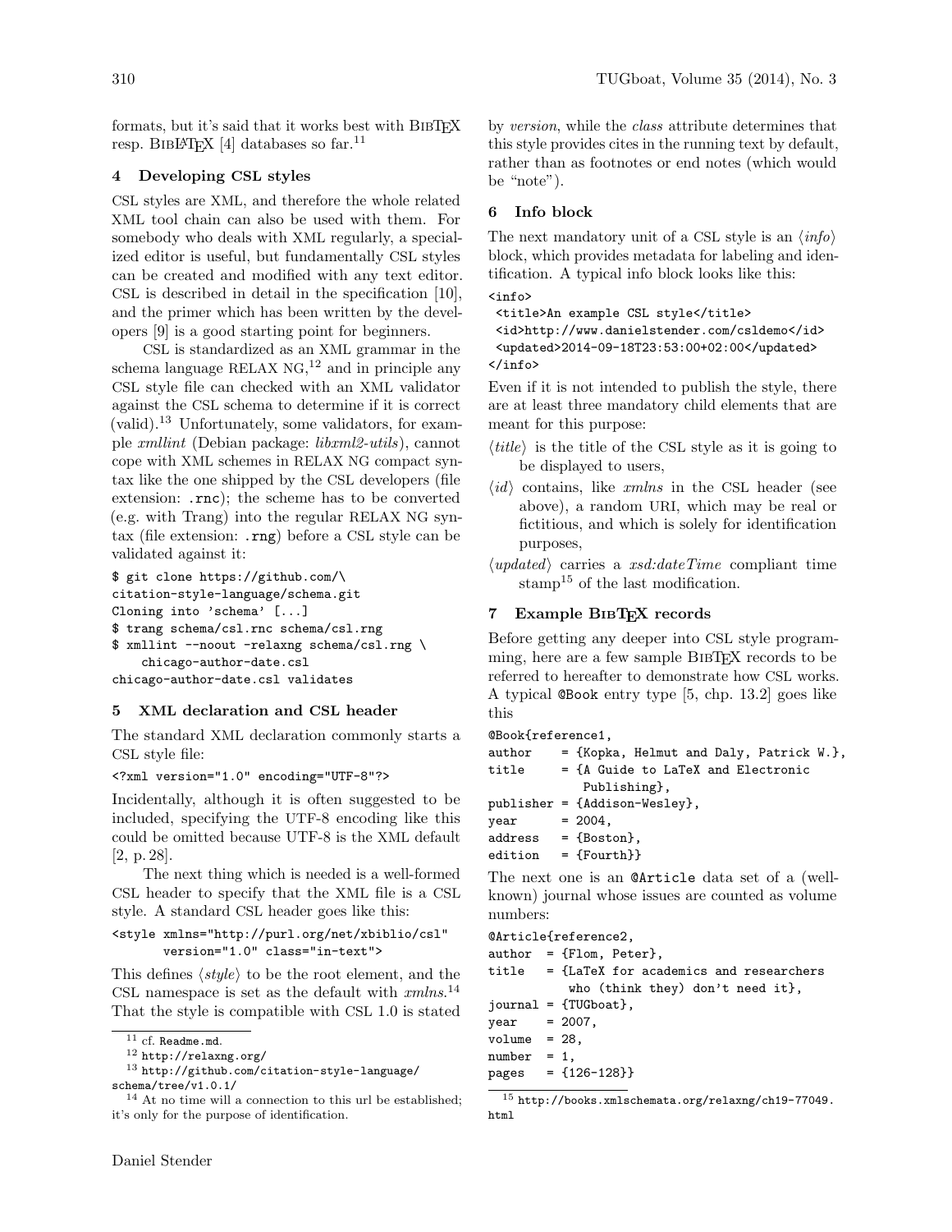formats, but it's said that it works best with BibTeX resp. BibLaTeX [4] databases so far.[11]

## 4 Developing CSL styles

CSL styles are XML, and therefore the whole related XML tool chain can also be used with them. For somebody who deals with XML regularly, a specialized editor is useful, but fundamentally CSL styles can be created and modified with any text editor. CSL is described in detail in the specification [10], and the primer which has been written by the developers [9] is a good starting point for beginners.

CSL is standardized as an XML grammar in the schema language RELAX NG,[12] and in principle any CSL style file can checked with an XML validator against the CSL schema to determine if it is correct (valid).[13] Unfortunately, some validators, for example *xmllint* (Debian package: *libxml2-utils*), cannot cope with XML schemes in RELAX NG compact syntax like the one shipped by the CSL developers (file extension: `.rnc`); the scheme has to be converted (e.g. with Trang) into the regular RELAX NG syntax (file extension: `.rng`) before a CSL style can be validated against it:

```
$ git clone https://github.com/\
citation-style-language/schema.git
Cloning into 'schema' [...]
$ trang schema/csl.rnc schema/csl.rng
$ xmllint --noout -relaxng schema/csl.rng \
    chicago-author-date.csl
chicago-author-date.csl validates
```

## 5 XML declaration and CSL header

The standard XML declaration commonly starts a CSL style file:

```
<?xml version="1.0" encoding="UTF-8"?>
```

Incidentally, although it is often suggested to be included, specifying the UTF-8 encoding like this could be omitted because UTF-8 is the XML default [2, p. 28].

The next thing which is needed is a well-formed CSL header to specify that the XML file is a CSL style. A standard CSL header goes like this:

```
<style xmlns="http://purl.org/net/xbiblio/csl"
       version="1.0" class="in-text">
```

This defines ⟨*style*⟩ to be the root element, and the CSL namespace is set as the default with *xmlns*.[14] That the style is compatible with CSL 1.0 is stated by *version*, while the *class* attribute determines that this style provides cites in the running text by default, rather than as footnotes or end notes (which would be "note").

## 6 Info block

The next mandatory unit of a CSL style is an ⟨*info*⟩ block, which provides metadata for labeling and identification. A typical info block looks like this:

```
<info>
 <title>An example CSL style</title>
 <id>http://www.danielstender.com/csldemo</id>
 <updated>2014-09-18T23:53:00+02:00</updated>
</info>
```

Even if it is not intended to publish the style, there are at least three mandatory child elements that are meant for this purpose:

- ⟨*title*⟩ is the title of the CSL style as it is going to be displayed to users,
- ⟨*id*⟩ contains, like *xmlns* in the CSL header (see above), a random URI, which may be real or fictitious, and which is solely for identification purposes,
- ⟨*updated*⟩ carries a *xsd:dateTime* compliant time stamp[15] of the last modification.

## 7 Example BibTeX records

Before getting any deeper into CSL style programming, here are a few sample BibTeX records to be referred to hereafter to demonstrate how CSL works. A typical `@Book` entry type [5, chp. 13.2] goes like this

```
@Book{reference1,
author    = {Kopka, Helmut and Daly, Patrick W.},
title     = {A Guide to LaTeX and Electronic
             Publishing},
publisher = {Addison-Wesley},
year      = 2004,
address   = {Boston},
edition   = {Fourth}}
```

The next one is an `@Article` data set of a (well-known) journal whose issues are counted as volume numbers:

```
@Article{reference2,
author  = {Flom, Peter},
title   = {LaTeX for academics and researchers
           who (think they) don't need it},
journal = {TUGboat},
year    = 2007,
volume  = 28,
number  = 1,
pages   = {126-128}}
```

---

[11] cf. `Readme.md`.

[12] `http://relaxng.org/`

[13] `http://github.com/citation-style-language/schema/tree/v1.0.1/`

[14] At no time will a connection to this url be established; it's only for the purpose of identification.

[15] `http://books.xmlschemata.org/relaxng/ch19-77049.html`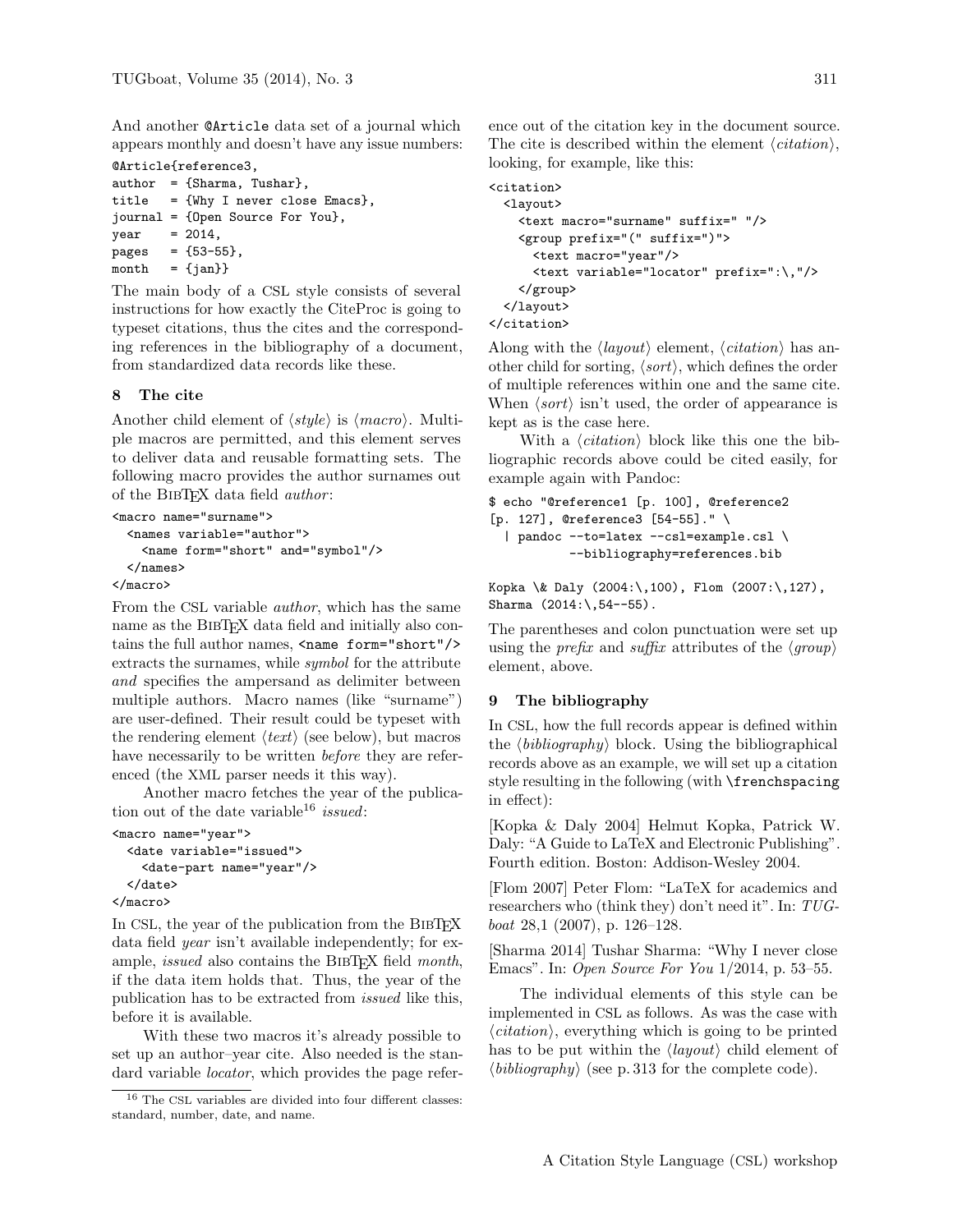And another @Article data set of a journal which appears monthly and doesn't have any issue numbers:

```
@Article{reference3,
author  = {Sharma, Tushar},
title   = {Why I never close Emacs},
journal = {Open Source For You},
year    = 2014,
pages   = {53-55},
month   = {jan}}
```

The main body of a CSL style consists of several instructions for how exactly the CiteProc is going to typeset citations, thus the cites and the corresponding references in the bibliography of a document, from standardized data records like these.

## 8 The cite

Another child element of ⟨*style*⟩ is ⟨*macro*⟩. Multiple macros are permitted, and this element serves to deliver data and reusable formatting sets. The following macro provides the author surnames out of the BibTeX data field *author*:

```
<macro name="surname">
  <names variable="author">
    <name form="short" and="symbol"/>
  </names>
</macro>
```

From the CSL variable *author*, which has the same name as the BibTeX data field and initially also contains the full author names, `<name form="short"/>` extracts the surnames, while *symbol* for the attribute *and* specifies the ampersand as delimiter between multiple authors. Macro names (like "surname") are user-defined. Their result could be typeset with the rendering element ⟨*text*⟩ (see below), but macros have necessarily to be written *before* they are referenced (the XML parser needs it this way).

Another macro fetches the year of the publication out of the date variable[16] *issued*:

```
<macro name="year">
  <date variable="issued">
    <date-part name="year"/>
  </date>
</macro>
```

In CSL, the year of the publication from the BibTeX data field *year* isn't available independently; for example, *issued* also contains the BibTeX field *month*, if the data item holds that. Thus, the year of the publication has to be extracted from *issued* like this, before it is available.

With these two macros it's already possible to set up an author–year cite. Also needed is the standard variable *locator*, which provides the page reference out of the citation key in the document source. The cite is described within the element ⟨*citation*⟩, looking, for example, like this:

```
<citation>
  <layout>
    <text macro="surname" suffix=" "/>
    <group prefix="(" suffix=")">
      <text macro="year"/>
      <text variable="locator" prefix=":\,"/>
    </group>
  </layout>
</citation>
```

Along with the ⟨*layout*⟩ element, ⟨*citation*⟩ has another child for sorting, ⟨*sort*⟩, which defines the order of multiple references within one and the same cite. When ⟨*sort*⟩ isn't used, the order of appearance is kept as is the case here.

With a ⟨*citation*⟩ block like this one the bibliographic records above could be cited easily, for example again with Pandoc:

```
$ echo "@reference1 [p. 100], @reference2
[p. 127], @reference3 [54-55]." \
  | pandoc --to=latex --csl=example.csl \
           --bibliography=references.bib

Kopka \& Daly (2004:\,100), Flom (2007:\,127),
Sharma (2014:\,54--55).
```

The parentheses and colon punctuation were set up using the *prefix* and *suffix* attributes of the ⟨*group*⟩ element, above.

## 9 The bibliography

In CSL, how the full records appear is defined within the ⟨*bibliography*⟩ block. Using the bibliographical records above as an example, we will set up a citation style resulting in the following (with `\frenchspacing` in effect):

[Kopka & Daly 2004] Helmut Kopka, Patrick W. Daly: "A Guide to LaTeX and Electronic Publishing". Fourth edition. Boston: Addison-Wesley 2004.

[Flom 2007] Peter Flom: "LaTeX for academics and researchers who (think they) don't need it". In: *TUGboat* 28,1 (2007), p. 126–128.

[Sharma 2014] Tushar Sharma: "Why I never close Emacs". In: *Open Source For You* 1/2014, p. 53–55.

The individual elements of this style can be implemented in CSL as follows. As was the case with ⟨*citation*⟩, everything which is going to be printed has to be put within the ⟨*layout*⟩ child element of ⟨*bibliography*⟩ (see p. 313 for the complete code).

---

[16] The CSL variables are divided into four different classes: standard, number, date, and name.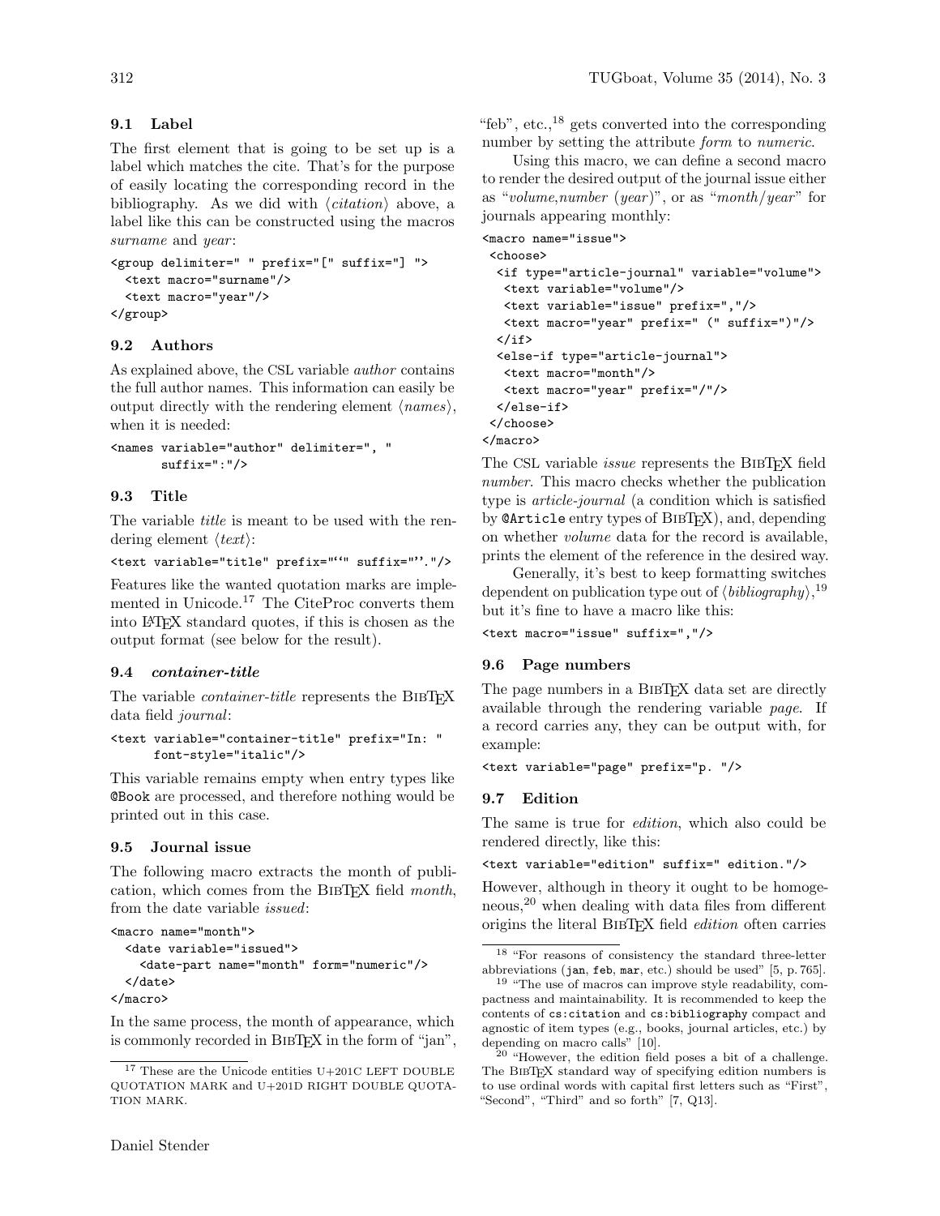### 9.1 Label

The first element that is going to be set up is a label which matches the cite. That's for the purpose of easily locating the corresponding record in the bibliography. As we did with ⟨*citation*⟩ above, a label like this can be constructed using the macros *surname* and *year*:

```
<group delimiter=" " prefix="[" suffix="] ">
  <text macro="surname"/>
  <text macro="year"/>
</group>
```

### 9.2 Authors

As explained above, the CSL variable *author* contains the full author names. This information can easily be output directly with the rendering element ⟨*names*⟩, when it is needed:

```
<names variable="author" delimiter=", "
       suffix=":"/>
```

### 9.3 Title

The variable *title* is meant to be used with the rendering element ⟨*text*⟩:

```
<text variable="title" prefix="“" suffix="”."/>
```

Features like the wanted quotation marks are implemented in Unicode.[17] The CiteProc converts them into LaTeX standard quotes, if this is chosen as the output format (see below for the result).

### 9.4 *container-title*

The variable *container-title* represents the BibTeX data field *journal*:

```
<text variable="container-title" prefix="In: "
      font-style="italic"/>
```

This variable remains empty when entry types like `@Book` are processed, and therefore nothing would be printed out in this case.

### 9.5 Journal issue

The following macro extracts the month of publication, which comes from the BibTeX field *month*, from the date variable *issued*:

```
<macro name="month">
  <date variable="issued">
    <date-part name="month" form="numeric"/>
  </date>
</macro>
```

In the same process, the month of appearance, which is commonly recorded in BibTeX in the form of "jan", "feb", etc.,[18] gets converted into the corresponding number by setting the attribute *form* to *numeric*.

Using this macro, we can define a second macro to render the desired output of the journal issue either as "*volume*,*number* (*year*)", or as "*month*/*year*" for journals appearing monthly:

```
<macro name="issue">
 <choose>
  <if type="article-journal" variable="volume">
   <text variable="volume"/>
   <text variable="issue" prefix=","/>
   <text macro="year" prefix=" (" suffix=")"/>
  </if>
  <else-if type="article-journal">
   <text macro="month"/>
   <text macro="year" prefix="/"/>
  </else-if>
 </choose>
</macro>
```

The CSL variable *issue* represents the BibTeX field *number*. This macro checks whether the publication type is *article-journal* (a condition which is satisfied by `@Article` entry types of BibTeX), and, depending on whether *volume* data for the record is available, prints the element of the reference in the desired way.

Generally, it's best to keep formatting switches dependent on publication type out of ⟨*bibliography*⟩,[19] but it's fine to have a macro like this:

```
<text macro="issue" suffix=","/>
```

### 9.6 Page numbers

The page numbers in a BibTeX data set are directly available through the rendering variable *page*. If a record carries any, they can be output with, for example:

```
<text variable="page" prefix="p. "/>
```

### 9.7 Edition

The same is true for *edition*, which also could be rendered directly, like this:

```
<text variable="edition" suffix=" edition."/>
```

However, although in theory it ought to be homogeneous,[20] when dealing with data files from different origins the literal BibTeX field *edition* often carries

---

[17] These are the Unicode entities U+201C LEFT DOUBLE QUOTATION MARK and U+201D RIGHT DOUBLE QUOTATION MARK.

[18] "For reasons of consistency the standard three-letter abbreviations (`jan`, `feb`, `mar`, etc.) should be used" [5, p. 765].

[19] "The use of macros can improve style readability, compactness and maintainability. It is recommended to keep the contents of `cs:citation` and `cs:bibliography` compact and agnostic of item types (e.g., books, journal articles, etc.) by depending on macro calls" [10].

[20] "However, the edition field poses a bit of a challenge. The BibTeX standard way of specifying edition numbers is to use ordinal words with capital first letters such as "First", "Second", "Third" and so forth" [7, Q13].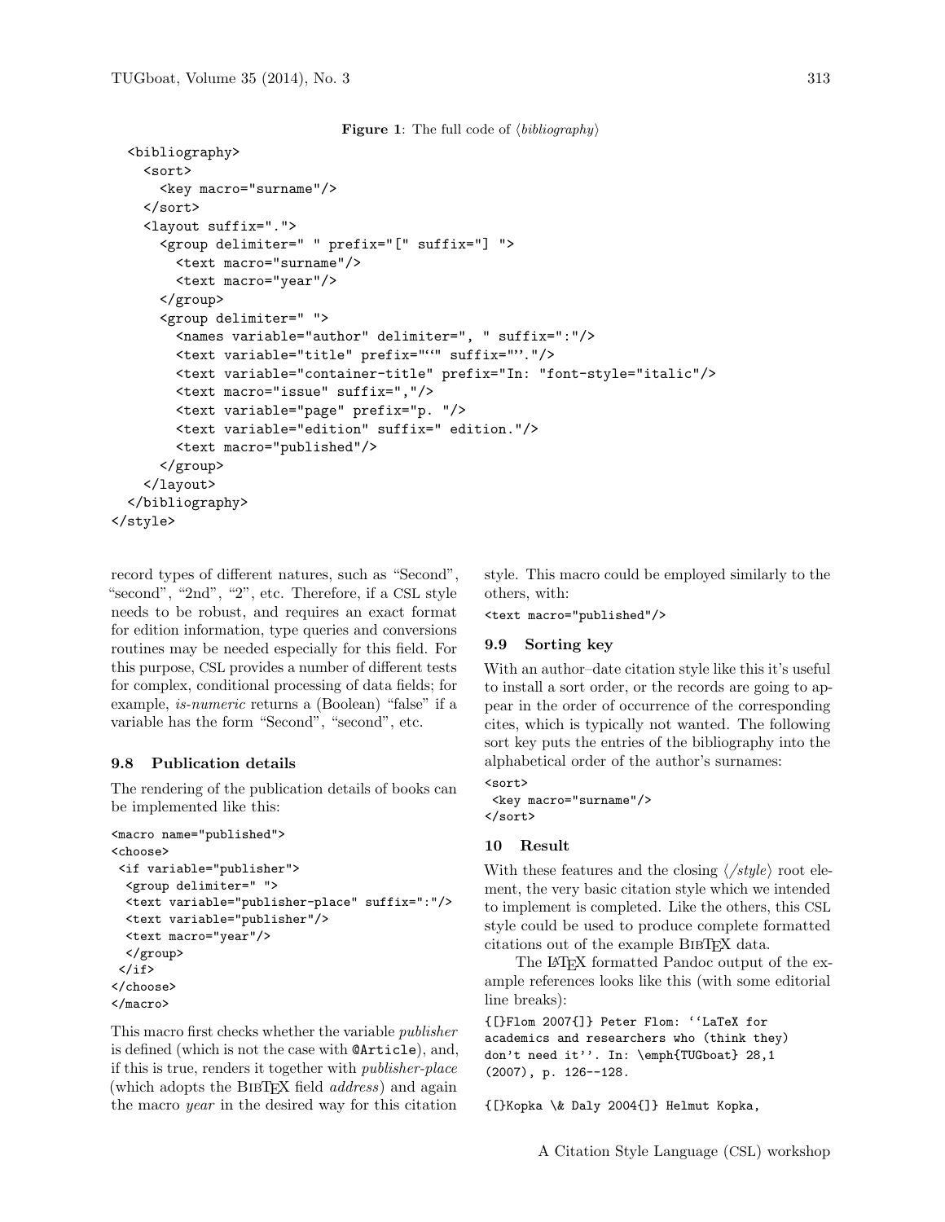**Figure 1**: The full code of ⟨*bibliography*⟩

```
  <bibliography>
    <sort>
      <key macro="surname"/>
    </sort>
    <layout suffix=".">
      <group delimiter=" " prefix="[" suffix="] ">
        <text macro="surname"/>
        <text macro="year"/>
      </group>
      <group delimiter=" ">
        <names variable="author" delimiter=", " suffix=":"/>
        <text variable="title" prefix="‘‘" suffix="’’."/>
        <text variable="container-title" prefix="In: "font-style="italic"/>
        <text macro="issue" suffix=","/>
        <text variable="page" prefix="p. "/>
        <text variable="edition" suffix=" edition."/>
        <text macro="published"/>
      </group>
    </layout>
  </bibliography>
</style>
```

record types of different natures, such as “Second”, “second”, “2nd”, “2”, etc. Therefore, if a CSL style needs to be robust, and requires an exact format for edition information, type queries and conversions routines may be needed especially for this field. For this purpose, CSL provides a number of different tests for complex, conditional processing of data fields; for example, *is-numeric* returns a (Boolean) “false” if a variable has the form “Second”, “second”, etc.

### 9.8 Publication details

The rendering of the publication details of books can be implemented like this:

```
<macro name="published">
<choose>
 <if variable="publisher">
  <group delimiter=" ">
  <text variable="publisher-place" suffix=":"/>
  <text variable="publisher"/>
  <text macro="year"/>
  </group>
 </if>
</choose>
</macro>
```

This macro first checks whether the variable *publisher* is defined (which is not the case with `@Article`), and, if this is true, renders it together with *publisher-place* (which adopts the BibTeX field *address*) and again the macro *year* in the desired way for this citation style. This macro could be employed similarly to the others, with:

```
<text macro="published"/>
```

### 9.9 Sorting key

With an author–date citation style like this it's useful to install a sort order, or the records are going to appear in the order of occurrence of the corresponding cites, which is typically not wanted. The following sort key puts the entries of the bibliography into the alphabetical order of the author's surnames:

```
<sort>
 <key macro="surname"/>
</sort>
```

## 10 Result

With these features and the closing ⟨*/style*⟩ root element, the very basic citation style which we intended to implement is completed. Like the others, this CSL style could be used to produce complete formatted citations out of the example BibTeX data.

The LaTeX formatted Pandoc output of the example references looks like this (with some editorial line breaks):

```
{[}Flom 2007{]} Peter Flom: ‘‘LaTeX for
academics and researchers who (think they)
don’t need it’’. In: \emph{TUGboat} 28,1
(2007), p. 126--128.

{[}Kopka \& Daly 2004{]} Helmut Kopka,
```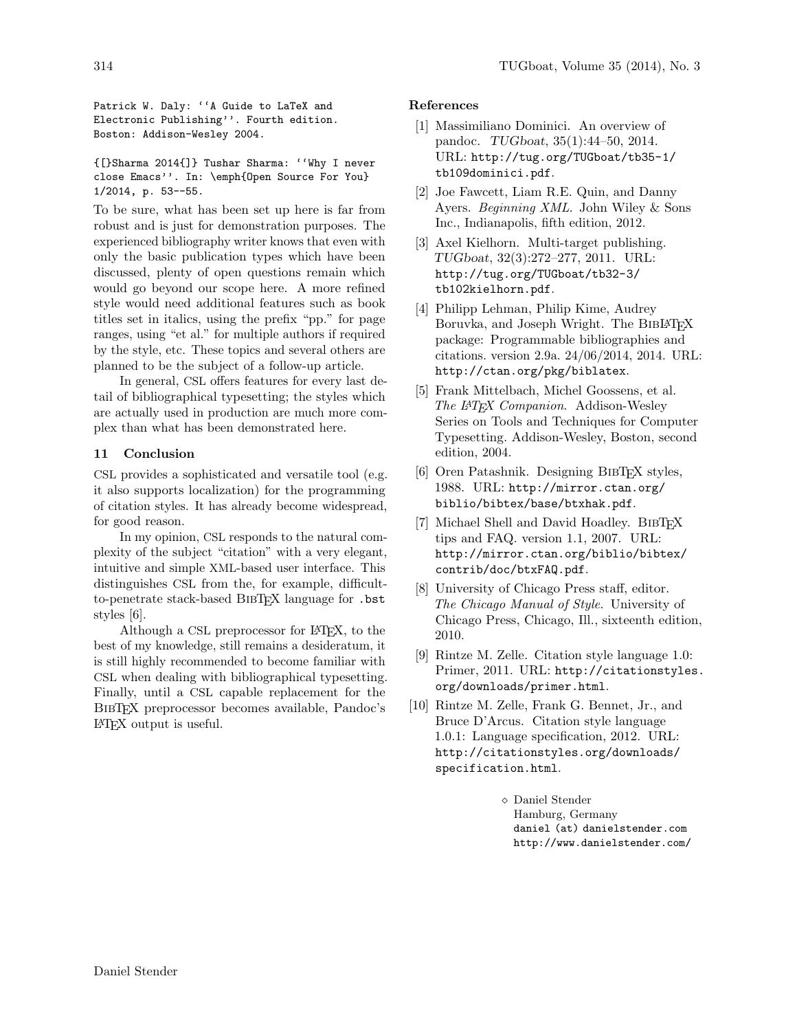```
Patrick W. Daly: ''A Guide to LaTeX and
Electronic Publishing''. Fourth edition.
Boston: Addison-Wesley 2004.
```

```
{[}Sharma 2014{]} Tushar Sharma: ''Why I never
close Emacs''. In: \emph{Open Source For You}
1/2014, p. 53--55.
```

To be sure, what has been set up here is far from robust and is just for demonstration purposes. The experienced bibliography writer knows that even with only the basic publication types which have been discussed, plenty of open questions remain which would go beyond our scope here. A more refined style would need additional features such as book titles set in italics, using the prefix "pp." for page ranges, using "et al." for multiple authors if required by the style, etc. These topics and several others are planned to be the subject of a follow-up article.

In general, CSL offers features for every last detail of bibliographical typesetting; the styles which are actually used in production are much more complex than what has been demonstrated here.

## 11 Conclusion

CSL provides a sophisticated and versatile tool (e.g. it also supports localization) for the programming of citation styles. It has already become widespread, for good reason.

In my opinion, CSL responds to the natural complexity of the subject "citation" with a very elegant, intuitive and simple XML-based user interface. This distinguishes CSL from the, for example, difficult-to-penetrate stack-based BibTeX language for `.bst` styles [6].

Although a CSL preprocessor for LaTeX, to the best of my knowledge, still remains a desideratum, it is still highly recommended to become familiar with CSL when dealing with bibliographical typesetting. Finally, until a CSL capable replacement for the BibTeX preprocessor becomes available, Pandoc's LaTeX output is useful.

## References

[1] Massimiliano Dominici. An overview of pandoc. *TUGboat*, 35(1):44–50, 2014. URL: `http://tug.org/TUGboat/tb35-1/tb109dominici.pdf`.

[2] Joe Fawcett, Liam R.E. Quin, and Danny Ayers. *Beginning XML*. John Wiley & Sons Inc., Indianapolis, fifth edition, 2012.

[3] Axel Kielhorn. Multi-target publishing. *TUGboat*, 32(3):272–277, 2011. URL: `http://tug.org/TUGboat/tb32-3/tb102kielhorn.pdf`.

[4] Philipp Lehman, Philip Kime, Audrey Boruvka, and Joseph Wright. The BibLaTeX package: Programmable bibliographies and citations. version 2.9a. 24/06/2014, 2014. URL: `http://ctan.org/pkg/biblatex`.

[5] Frank Mittelbach, Michel Goossens, et al. *The LaTeX Companion*. Addison-Wesley Series on Tools and Techniques for Computer Typesetting. Addison-Wesley, Boston, second edition, 2004.

[6] Oren Patashnik. Designing BibTeX styles, 1988. URL: `http://mirror.ctan.org/biblio/bibtex/base/btxhak.pdf`.

[7] Michael Shell and David Hoadley. BibTeX tips and FAQ. version 1.1, 2007. URL: `http://mirror.ctan.org/biblio/bibtex/contrib/doc/btxFAQ.pdf`.

[8] University of Chicago Press staff, editor. *The Chicago Manual of Style*. University of Chicago Press, Chicago, Ill., sixteenth edition, 2010.

[9] Rintze M. Zelle. Citation style language 1.0: Primer, 2011. URL: `http://citationstyles.org/downloads/primer.html`.

[10] Rintze M. Zelle, Frank G. Bennet, Jr., and Bruce D'Arcus. Citation style language 1.0.1: Language specification, 2012. URL: `http://citationstyles.org/downloads/specification.html`.

◇ Daniel Stender
Hamburg, Germany
`daniel (at) danielstender.com`
`http://www.danielstender.com/`